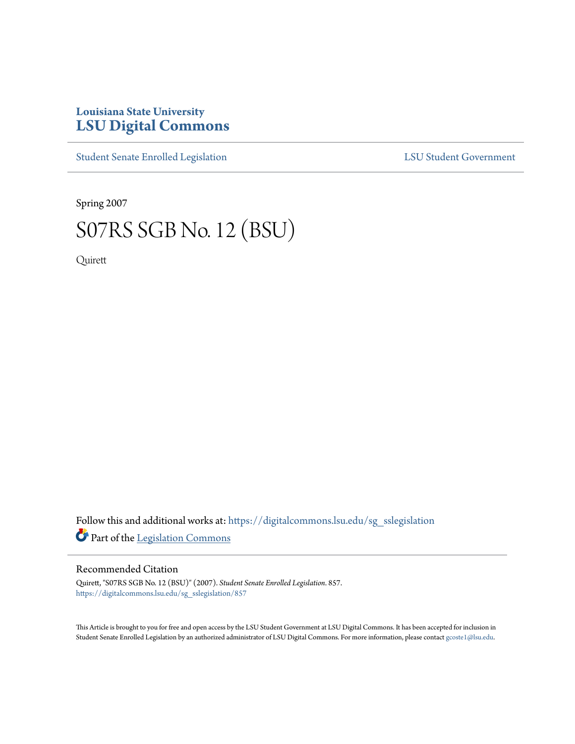Louisiana State University
**LSU Digital Commons**

Student Senate Enrolled Legislation

LSU Student Government

Spring 2007

# S07RS SGB No. 12 (BSU)

Quirett

Follow this and additional works at: https://digitalcommons.lsu.edu/sg_sslegislation

Part of the Legislation Commons

## Recommended Citation

Quirett, "S07RS SGB No. 12 (BSU)" (2007). *Student Senate Enrolled Legislation*. 857.
https://digitalcommons.lsu.edu/sg_sslegislation/857

This Article is brought to you for free and open access by the LSU Student Government at LSU Digital Commons. It has been accepted for inclusion in Student Senate Enrolled Legislation by an authorized administrator of LSU Digital Commons. For more information, please contact gcoste1@lsu.edu.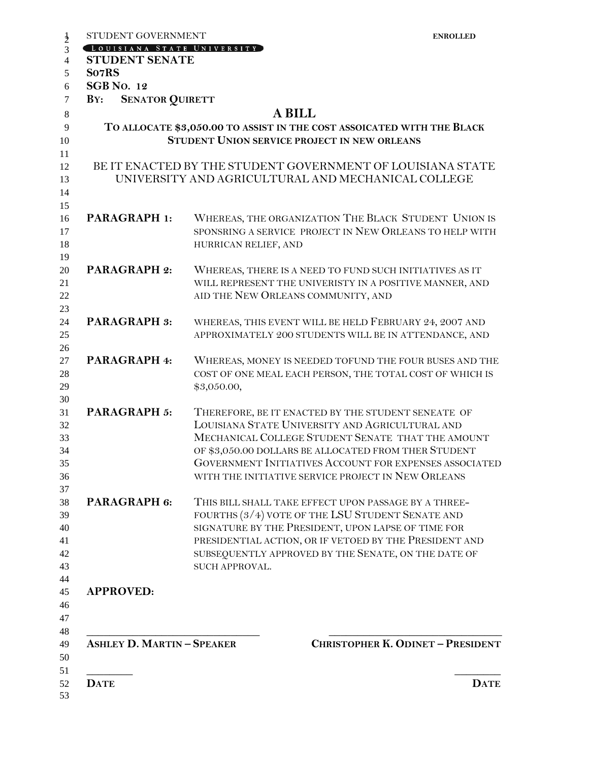STUDENT GOVERNMENT **ENROLLED**

LOUISIANA STATE UNIVERSITY

**STUDENT SENATE**

**S07RS**

**SGB NO. 12**

**BY: SENATOR QUIRETT**

# A BILL

**TO ALLOCATE $3,050.00 TO ASSIST IN THE COST ASSOICATED WITH THE BLACK STUDENT UNION SERVICE PROJECT IN NEW ORLEANS**

BE IT ENACTED BY THE STUDENT GOVERNMENT OF LOUISIANA STATE UNIVERSITY AND AGRICULTURAL AND MECHANICAL COLLEGE

**PARAGRAPH 1:** WHEREAS, THE ORGANIZATION THE BLACK STUDENT UNION IS SPONSRING A SERVICE PROJECT IN NEW ORLEANS TO HELP WITH HURRICAN RELIEF, AND

**PARAGRAPH 2:** WHEREAS, THERE IS A NEED TO FUND SUCH INITIATIVES AS IT WILL REPRESENT THE UNIVERISTY IN A POSITIVE MANNER, AND AID THE NEW ORLEANS COMMUNITY, AND

**PARAGRAPH 3:** WHEREAS, THIS EVENT WILL BE HELD FEBRUARY 24, 2007 AND APPROXIMATELY 200 STUDENTS WILL BE IN ATTENDANCE, AND

**PARAGRAPH 4:** WHEREAS, MONEY IS NEEDED TOFUND THE FOUR BUSES AND THE COST OF ONE MEAL EACH PERSON, THE TOTAL COST OF WHICH IS $3,050.00,

**PARAGRAPH 5:** THEREFORE, BE IT ENACTED BY THE STUDENT SENEATE OF LOUISIANA STATE UNIVERSITY AND AGRICULTURAL AND MECHANICAL COLLEGE STUDENT SENATE THAT THE AMOUNT OF $3,050.00 DOLLARS BE ALLOCATED FROM THER STUDENT GOVERNMENT INITIATIVES ACCOUNT FOR EXPENSES ASSOCIATED WITH THE INITIATIVE SERVICE PROJECT IN NEW ORLEANS

**PARAGRAPH 6:** THIS BILL SHALL TAKE EFFECT UPON PASSAGE BY A THREE-FOURTHS (3/4) VOTE OF THE LSU STUDENT SENATE AND SIGNATURE BY THE PRESIDENT, UPON LAPSE OF TIME FOR PRESIDENTIAL ACTION, OR IF VETOED BY THE PRESIDENT AND SUBSEQUENTLY APPROVED BY THE SENATE, ON THE DATE OF SUCH APPROVAL.

**APPROVED:**

______________________________ ______________________________

**ASHLEY D. MARTIN – SPEAKER** **CHRISTOPHER K. ODINET – PRESIDENT**

________ ________

**DATE** **DATE**